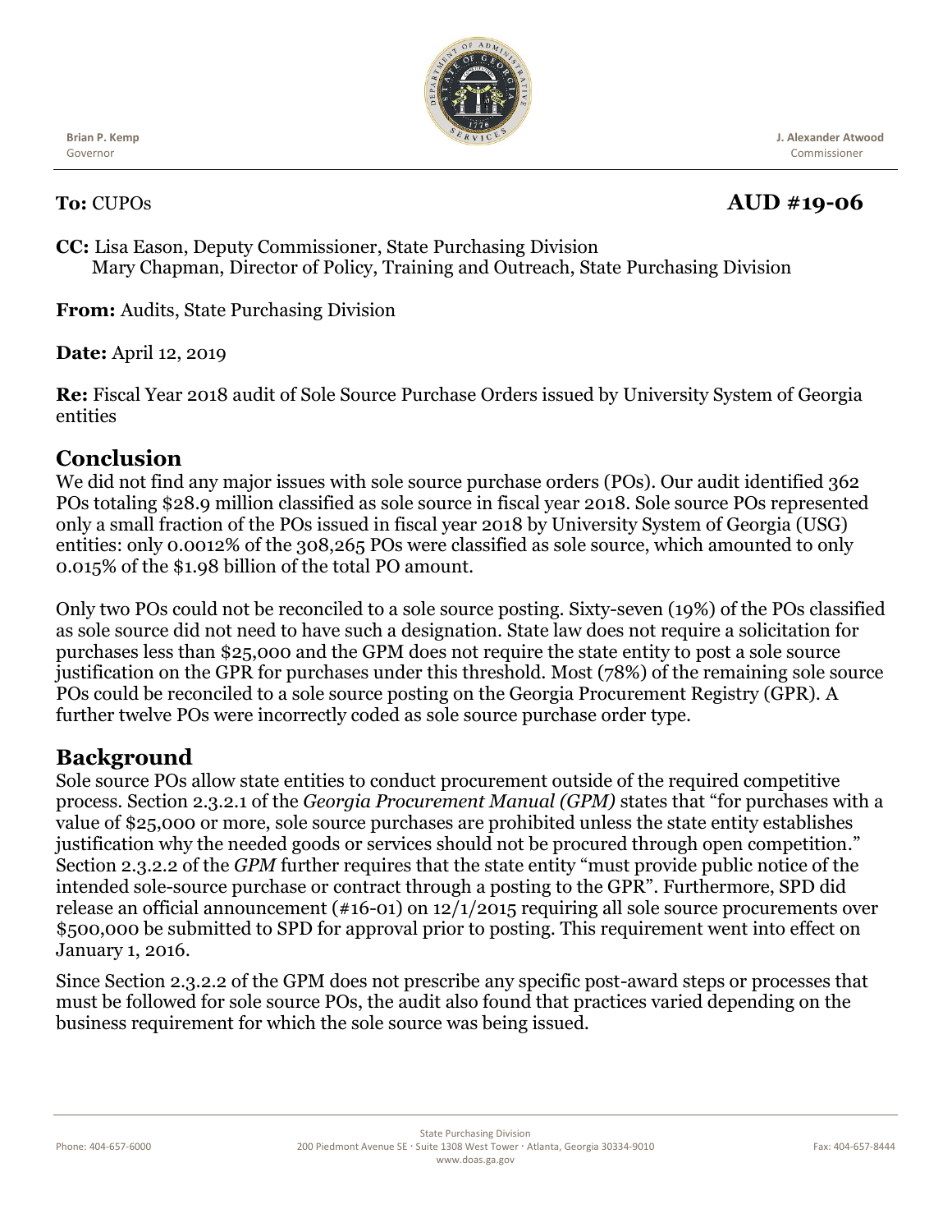**Brian P. Kemp**
Governor

**J. Alexander Atwood**
Commissioner

**To:** CUPOs

**AUD #19-06**

**CC:** Lisa Eason, Deputy Commissioner, State Purchasing Division
Mary Chapman, Director of Policy, Training and Outreach, State Purchasing Division

**From:** Audits, State Purchasing Division

**Date:** April 12, 2019

**Re:** Fiscal Year 2018 audit of Sole Source Purchase Orders issued by University System of Georgia entities

## Conclusion

We did not find any major issues with sole source purchase orders (POs). Our audit identified 362 POs totaling $28.9 million classified as sole source in fiscal year 2018. Sole source POs represented only a small fraction of the POs issued in fiscal year 2018 by University System of Georgia (USG) entities: only 0.0012% of the 308,265 POs were classified as sole source, which amounted to only 0.015% of the $1.98 billion of the total PO amount.

Only two POs could not be reconciled to a sole source posting. Sixty-seven (19%) of the POs classified as sole source did not need to have such a designation. State law does not require a solicitation for purchases less than $25,000 and the GPM does not require the state entity to post a sole source justification on the GPR for purchases under this threshold. Most (78%) of the remaining sole source POs could be reconciled to a sole source posting on the Georgia Procurement Registry (GPR). A further twelve POs were incorrectly coded as sole source purchase order type.

## Background

Sole source POs allow state entities to conduct procurement outside of the required competitive process. Section 2.3.2.1 of the *Georgia Procurement Manual (GPM)* states that "for purchases with a value of $25,000 or more, sole source purchases are prohibited unless the state entity establishes justification why the needed goods or services should not be procured through open competition." Section 2.3.2.2 of the *GPM* further requires that the state entity "must provide public notice of the intended sole-source purchase or contract through a posting to the GPR". Furthermore, SPD did release an official announcement (#16-01) on 12/1/2015 requiring all sole source procurements over $500,000 be submitted to SPD for approval prior to posting. This requirement went into effect on January 1, 2016.

Since Section 2.3.2.2 of the GPM does not prescribe any specific post-award steps or processes that must be followed for sole source POs, the audit also found that practices varied depending on the business requirement for which the sole source was being issued.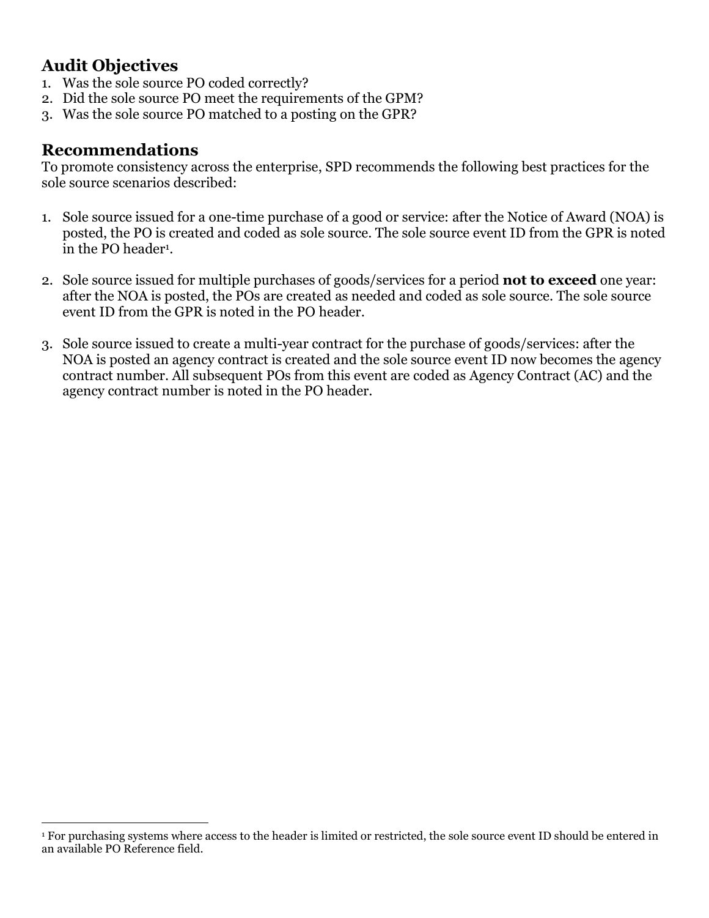## Audit Objectives

1. Was the sole source PO coded correctly?
2. Did the sole source PO meet the requirements of the GPM?
3. Was the sole source PO matched to a posting on the GPR?

## Recommendations

To promote consistency across the enterprise, SPD recommends the following best practices for the sole source scenarios described:

1. Sole source issued for a one-time purchase of a good or service: after the Notice of Award (NOA) is posted, the PO is created and coded as sole source. The sole source event ID from the GPR is noted in the PO header[1].

2. Sole source issued for multiple purchases of goods/services for a period **not to exceed** one year: after the NOA is posted, the POs are created as needed and coded as sole source. The sole source event ID from the GPR is noted in the PO header.

3. Sole source issued to create a multi-year contract for the purchase of goods/services: after the NOA is posted an agency contract is created and the sole source event ID now becomes the agency contract number. All subsequent POs from this event are coded as Agency Contract (AC) and the agency contract number is noted in the PO header.

---

[1] For purchasing systems where access to the header is limited or restricted, the sole source event ID should be entered in an available PO Reference field.